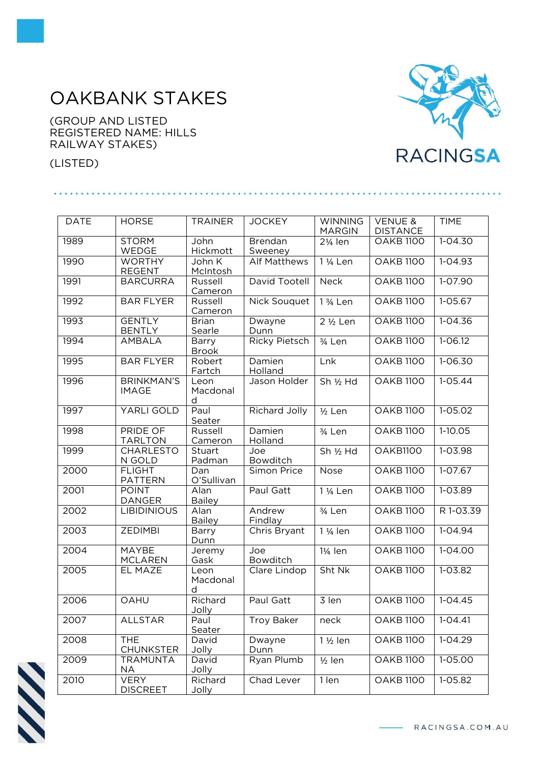# OAKBANK STAKES

(GROUP AND LISTED REGISTERED NAME: HILLS RAILWAY STAKES)

(LISTED)

| DATE | HORSE | TRAINER | JOCKEY | WINNING MARGIN | VENUE & DISTANCE | TIME |
|---|---|---|---|---|---|---|
| 1989 | STORM WEDGE | John Hickmott | Brendan Sweeney | 2¼ len | OAKB 1100 | 1-04.30 |
| 1990 | WORTHY REGENT | John K McIntosh | Alf Matthews | 1 ¼ Len | OAKB 1100 | 1-04.93 |
| 1991 | BARCURRA | Russell Cameron | David Tootell | Neck | OAKB 1100 | 1-07.90 |
| 1992 | BAR FLYER | Russell Cameron | Nick Souquet | 1 ¾ Len | OAKB 1100 | 1-05.67 |
| 1993 | GENTLY BENTLY | Brian Searle | Dwayne Dunn | 2 ½ Len | OAKB 1100 | 1-04.36 |
| 1994 | AMBALA | Barry Brook | Ricky Pietsch | ¾ Len | OAKB 1100 | 1-06.12 |
| 1995 | BAR FLYER | Robert Fartch | Damien Holland | Lnk | OAKB 1100 | 1-06.30 |
| 1996 | BRINKMAN'S IMAGE | Leon Macdonald | Jason Holder | Sh ½ Hd | OAKB 1100 | 1-05.44 |
| 1997 | YARLI GOLD | Paul Seater | Richard Jolly | ½ Len | OAKB 1100 | 1-05.02 |
| 1998 | PRIDE OF TARLTON | Russell Cameron | Damien Holland | ¾ Len | OAKB 1100 | 1-10.05 |
| 1999 | CHARLESTON GOLD | Stuart Padman | Joe Bowditch | Sh ½ Hd | OAKB1100 | 1-03.98 |
| 2000 | FLIGHT PATTERN | Dan O'Sullivan | Simon Price | Nose | OAKB 1100 | 1-07.67 |
| 2001 | POINT DANGER | Alan Bailey | Paul Gatt | 1 ¼ Len | OAKB 1100 | 1-03.89 |
| 2002 | LIBIDINIOUS | Alan Bailey | Andrew Findlay | ¾ Len | OAKB 1100 | R 1-03.39 |
| 2003 | ZEDIMBI | Barry Dunn | Chris Bryant | 1 ¼ len | OAKB 1100 | 1-04.94 |
| 2004 | MAYBE MCLAREN | Jeremy Gask | Joe Bowditch | 1¼ len | OAKB 1100 | 1-04.00 |
| 2005 | EL MAZE | Leon Macdonald | Clare Lindop | Sht Nk | OAKB 1100 | 1-03.82 |
| 2006 | OAHU | Richard Jolly | Paul Gatt | 3 len | OAKB 1100 | 1-04.45 |
| 2007 | ALLSTAR | Paul Seater | Troy Baker | neck | OAKB 1100 | 1-04.41 |
| 2008 | THE CHUNKSTER | David Jolly | Dwayne Dunn | 1 ½ len | OAKB 1100 | 1-04.29 |
| 2009 | TRAMUNTANA | David Jolly | Ryan Plumb | ½ len | OAKB 1100 | 1-05.00 |
| 2010 | VERY DISCREET | Richard Jolly | Chad Lever | 1 len | OAKB 1100 | 1-05.82 |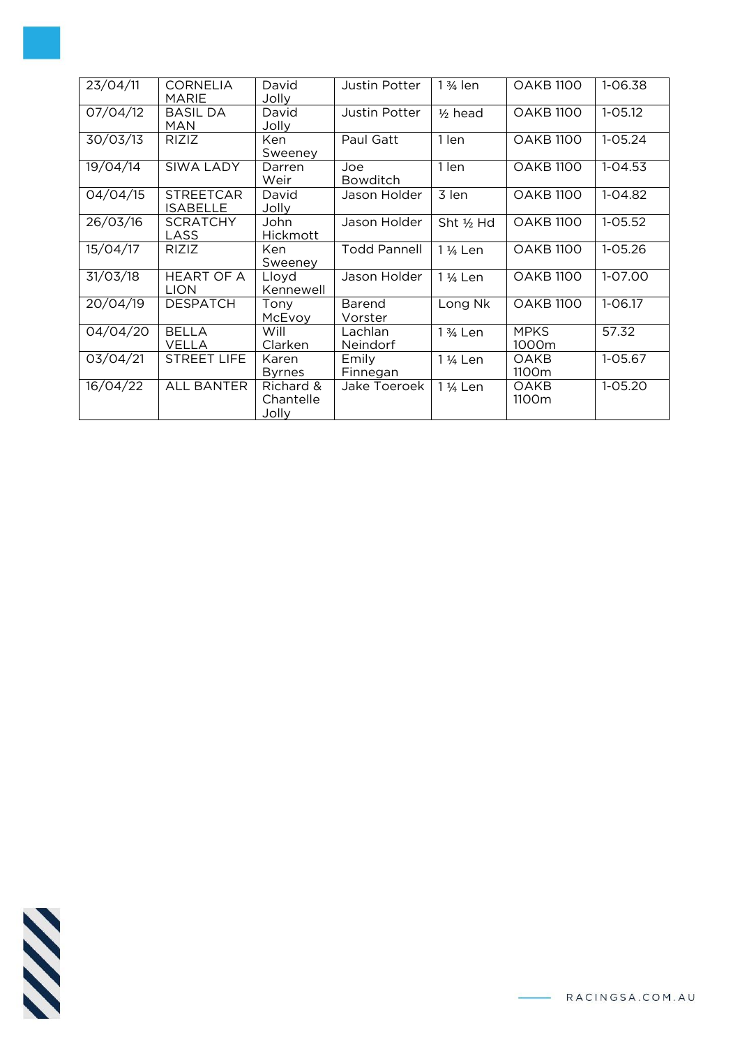| | | | | | | |
|---|---|---|---|---|---|---|
| 23/04/11 | CORNELIA MARIE | David Jolly | Justin Potter | 1 ¾ len | OAKB 1100 | 1-06.38 |
| 07/04/12 | BASIL DA MAN | David Jolly | Justin Potter | ½ head | OAKB 1100 | 1-05.12 |
| 30/03/13 | RIZIZ | Ken Sweeney | Paul Gatt | 1 len | OAKB 1100 | 1-05.24 |
| 19/04/14 | SIWA LADY | Darren Weir | Joe Bowditch | 1 len | OAKB 1100 | 1-04.53 |
| 04/04/15 | STREETCAR ISABELLE | David Jolly | Jason Holder | 3 len | OAKB 1100 | 1-04.82 |
| 26/03/16 | SCRATCHY LASS | John Hickmott | Jason Holder | Sht ½ Hd | OAKB 1100 | 1-05.52 |
| 15/04/17 | RIZIZ | Ken Sweeney | Todd Pannell | 1 ¼ Len | OAKB 1100 | 1-05.26 |
| 31/03/18 | HEART OF A LION | Lloyd Kennewell | Jason Holder | 1 ¼ Len | OAKB 1100 | 1-07.00 |
| 20/04/19 | DESPATCH | Tony McEvoy | Barend Vorster | Long Nk | OAKB 1100 | 1-06.17 |
| 04/04/20 | BELLA VELLA | Will Clarken | Lachlan Neindorf | 1 ¾ Len | MPKS 1000m | 57.32 |
| 03/04/21 | STREET LIFE | Karen Byrnes | Emily Finnegan | 1 ¼ Len | OAKB 1100m | 1-05.67 |
| 16/04/22 | ALL BANTER | Richard & Chantelle Jolly | Jake Toeroek | 1 ¼ Len | OAKB 1100m | 1-05.20 |